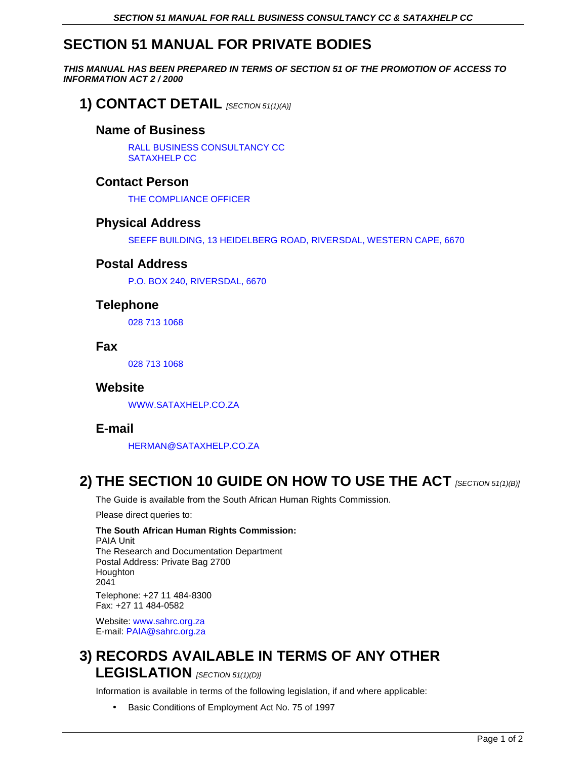# SECTION 51 MANUAL FOR PRIVATE BODIES

***THIS MANUAL HAS BEEN PREPARED IN TERMS OF SECTION 51 OF THE PROMOTION OF ACCESS TO INFORMATION ACT 2 / 2000***

## 1) CONTACT DETAIL *[SECTION 51(1)(A)]*

### Name of Business

RALL BUSINESS CONSULTANCY CC
SATAXHELP CC

### Contact Person

THE COMPLIANCE OFFICER

### Physical Address

SEEFF BUILDING, 13 HEIDELBERG ROAD, RIVERSDAL, WESTERN CAPE, 6670

### Postal Address

P.O. BOX 240, RIVERSDAL, 6670

### Telephone

028 713 1068

### Fax

028 713 1068

### Website

WWW.SATAXHELP.CO.ZA

### E-mail

HERMAN@SATAXHELP.CO.ZA

## 2) THE SECTION 10 GUIDE ON HOW TO USE THE ACT *[SECTION 51(1)(B)]*

The Guide is available from the South African Human Rights Commission.

Please direct queries to:

**The South African Human Rights Commission:**
PAIA Unit
The Research and Documentation Department
Postal Address: Private Bag 2700
Houghton
2041

Telephone: +27 11 484-8300
Fax: +27 11 484-0582

Website: www.sahrc.org.za
E-mail: PAIA@sahrc.org.za

## 3) RECORDS AVAILABLE IN TERMS OF ANY OTHER LEGISLATION *[SECTION 51(1)(D)]*

Information is available in terms of the following legislation, if and where applicable:

- Basic Conditions of Employment Act No. 75 of 1997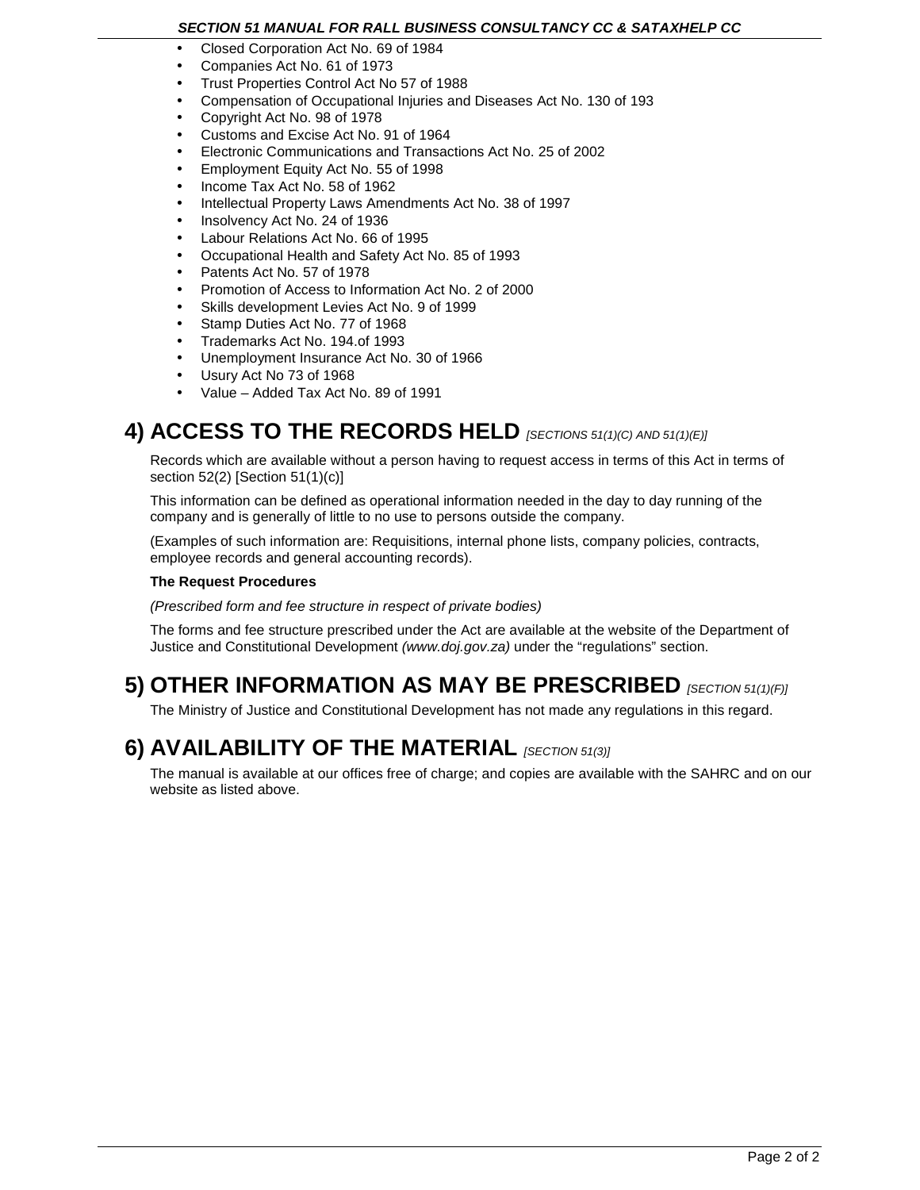- Closed Corporation Act No. 69 of 1984
- Companies Act No. 61 of 1973
- Trust Properties Control Act No 57 of 1988
- Compensation of Occupational Injuries and Diseases Act No. 130 of 193
- Copyright Act No. 98 of 1978
- Customs and Excise Act No. 91 of 1964
- Electronic Communications and Transactions Act No. 25 of 2002
- Employment Equity Act No. 55 of 1998
- Income Tax Act No. 58 of 1962
- Intellectual Property Laws Amendments Act No. 38 of 1997
- Insolvency Act No. 24 of 1936
- Labour Relations Act No. 66 of 1995
- Occupational Health and Safety Act No. 85 of 1993
- Patents Act No. 57 of 1978
- Promotion of Access to Information Act No. 2 of 2000
- Skills development Levies Act No. 9 of 1999
- Stamp Duties Act No. 77 of 1968
- Trademarks Act No. 194.of 1993
- Unemployment Insurance Act No. 30 of 1966
- Usury Act No 73 of 1968
- Value – Added Tax Act No. 89 of 1991

## 4) ACCESS TO THE RECORDS HELD *[SECTIONS 51(1)(C) AND 51(1)(E)]*

Records which are available without a person having to request access in terms of this Act in terms of section 52(2) [Section 51(1)(c)]

This information can be defined as operational information needed in the day to day running of the company and is generally of little to no use to persons outside the company.

(Examples of such information are: Requisitions, internal phone lists, company policies, contracts, employee records and general accounting records).

**The Request Procedures**

*(Prescribed form and fee structure in respect of private bodies)*

The forms and fee structure prescribed under the Act are available at the website of the Department of Justice and Constitutional Development *(www.doj.gov.za)* under the "regulations" section.

## 5) OTHER INFORMATION AS MAY BE PRESCRIBED *[SECTION 51(1)(F)]*

The Ministry of Justice and Constitutional Development has not made any regulations in this regard.

## 6) AVAILABILITY OF THE MATERIAL *[SECTION 51(3)]*

The manual is available at our offices free of charge; and copies are available with the SAHRC and on our website as listed above.